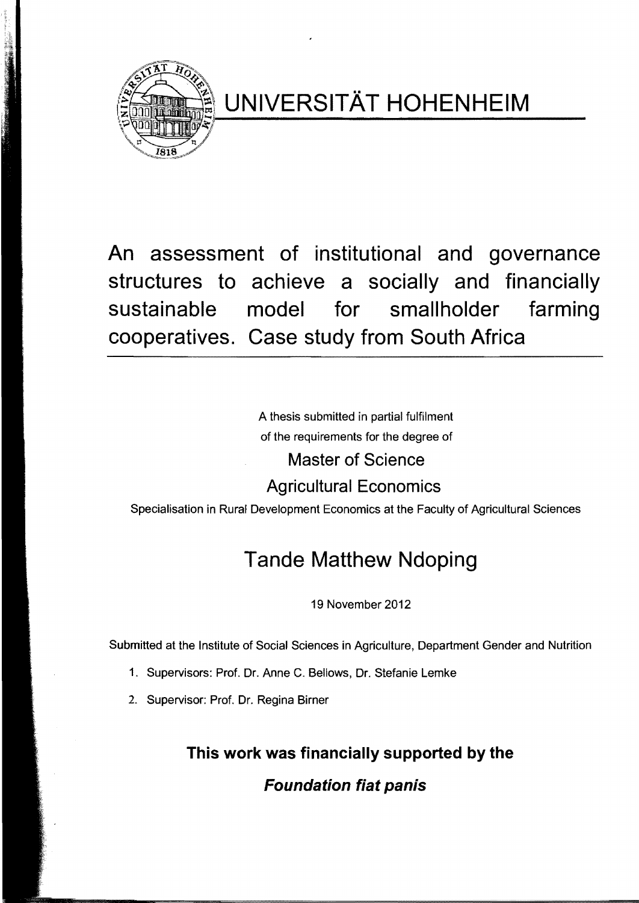# UNIVERSITÄT HOHENHEIM

# An assessment of institutional and governance structures to achieve a socially and financially sustainable model for smallholder farming cooperatives. Case study from South Africa

A thesis submitted in partial fulfilment
of the requirements for the degree of

Master of Science

Agricultural Economics

Specialisation in Rural Development Economics at the Faculty of Agricultural Sciences

## Tande Matthew Ndoping

19 November 2012

Submitted at the Institute of Social Sciences in Agriculture, Department Gender and Nutrition

1. Supervisors: Prof. Dr. Anne C. Bellows, Dr. Stefanie Lemke
2. Supervisor: Prof. Dr. Regina Birner

**This work was financially supported by the**

***Foundation fiat panis***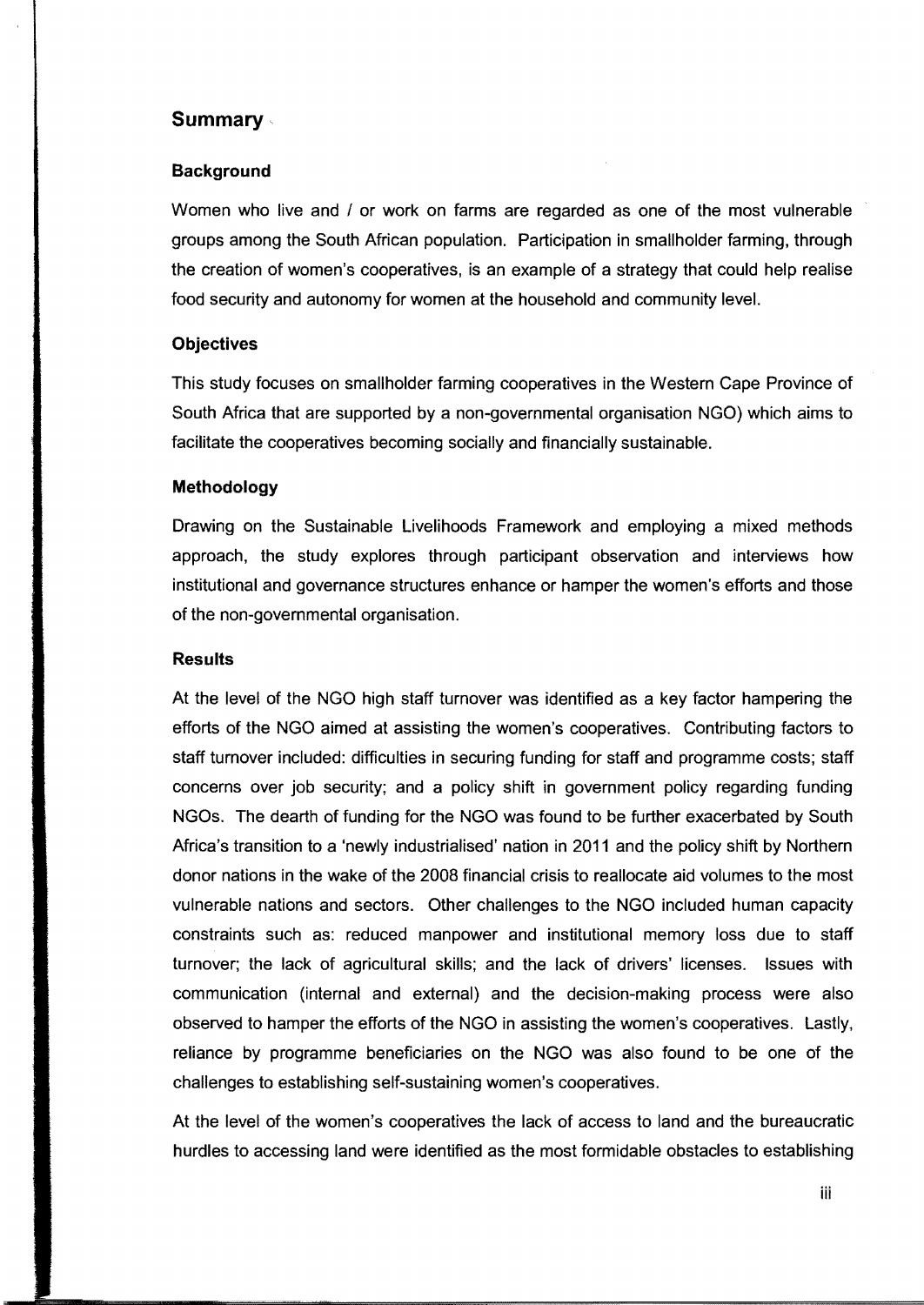## Summary

### Background

Women who live and / or work on farms are regarded as one of the most vulnerable groups among the South African population. Participation in smallholder farming, through the creation of women's cooperatives, is an example of a strategy that could help realise food security and autonomy for women at the household and community level.

### Objectives

This study focuses on smallholder farming cooperatives in the Western Cape Province of South Africa that are supported by a non-governmental organisation NGO) which aims to facilitate the cooperatives becoming socially and financially sustainable.

### Methodology

Drawing on the Sustainable Livelihoods Framework and employing a mixed methods approach, the study explores through participant observation and interviews how institutional and governance structures enhance or hamper the women's efforts and those of the non-governmental organisation.

### Results

At the level of the NGO high staff turnover was identified as a key factor hampering the efforts of the NGO aimed at assisting the women's cooperatives. Contributing factors to staff turnover included: difficulties in securing funding for staff and programme costs; staff concerns over job security; and a policy shift in government policy regarding funding NGOs. The dearth of funding for the NGO was found to be further exacerbated by South Africa's transition to a 'newly industrialised' nation in 2011 and the policy shift by Northern donor nations in the wake of the 2008 financial crisis to reallocate aid volumes to the most vulnerable nations and sectors. Other challenges to the NGO included human capacity constraints such as: reduced manpower and institutional memory loss due to staff turnover; the lack of agricultural skills; and the lack of drivers' licenses. Issues with communication (internal and external) and the decision-making process were also observed to hamper the efforts of the NGO in assisting the women's cooperatives. Lastly, reliance by programme beneficiaries on the NGO was also found to be one of the challenges to establishing self-sustaining women's cooperatives.

At the level of the women's cooperatives the lack of access to land and the bureaucratic hurdles to accessing land were identified as the most formidable obstacles to establishing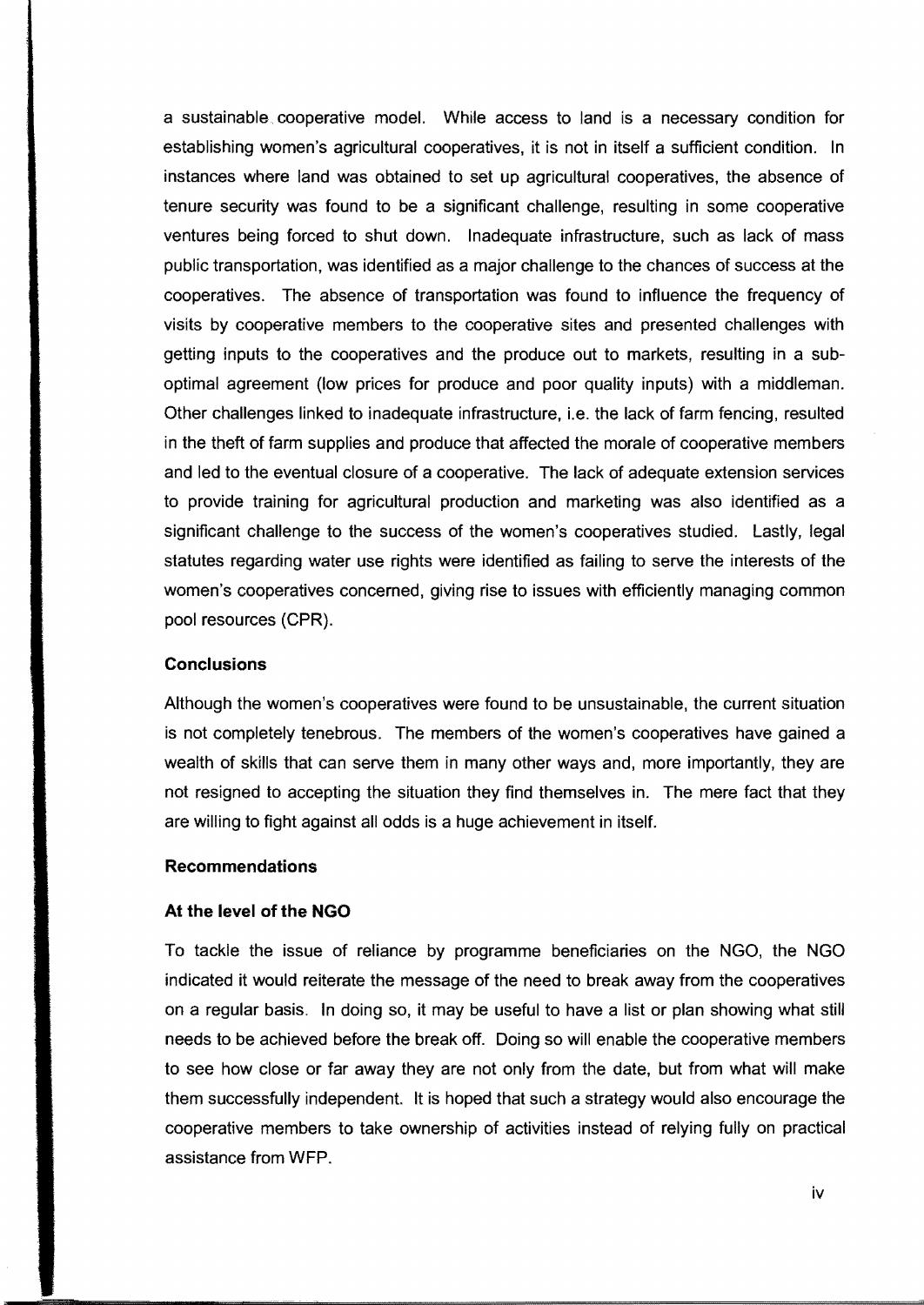a sustainable cooperative model. While access to land is a necessary condition for establishing women's agricultural cooperatives, it is not in itself a sufficient condition. In instances where land was obtained to set up agricultural cooperatives, the absence of tenure security was found to be a significant challenge, resulting in some cooperative ventures being forced to shut down. Inadequate infrastructure, such as lack of mass public transportation, was identified as a major challenge to the chances of success at the cooperatives. The absence of transportation was found to influence the frequency of visits by cooperative members to the cooperative sites and presented challenges with getting inputs to the cooperatives and the produce out to markets, resulting in a sub-optimal agreement (low prices for produce and poor quality inputs) with a middleman. Other challenges linked to inadequate infrastructure, i.e. the lack of farm fencing, resulted in the theft of farm supplies and produce that affected the morale of cooperative members and led to the eventual closure of a cooperative. The lack of adequate extension services to provide training for agricultural production and marketing was also identified as a significant challenge to the success of the women's cooperatives studied. Lastly, legal statutes regarding water use rights were identified as failing to serve the interests of the women's cooperatives concerned, giving rise to issues with efficiently managing common pool resources (CPR).

### Conclusions

Although the women's cooperatives were found to be unsustainable, the current situation is not completely tenebrous. The members of the women's cooperatives have gained a wealth of skills that can serve them in many other ways and, more importantly, they are not resigned to accepting the situation they find themselves in. The mere fact that they are willing to fight against all odds is a huge achievement in itself.

### Recommendations

#### At the level of the NGO

To tackle the issue of reliance by programme beneficiaries on the NGO, the NGO indicated it would reiterate the message of the need to break away from the cooperatives on a regular basis. In doing so, it may be useful to have a list or plan showing what still needs to be achieved before the break off. Doing so will enable the cooperative members to see how close or far away they are not only from the date, but from what will make them successfully independent. It is hoped that such a strategy would also encourage the cooperative members to take ownership of activities instead of relying fully on practical assistance from WFP.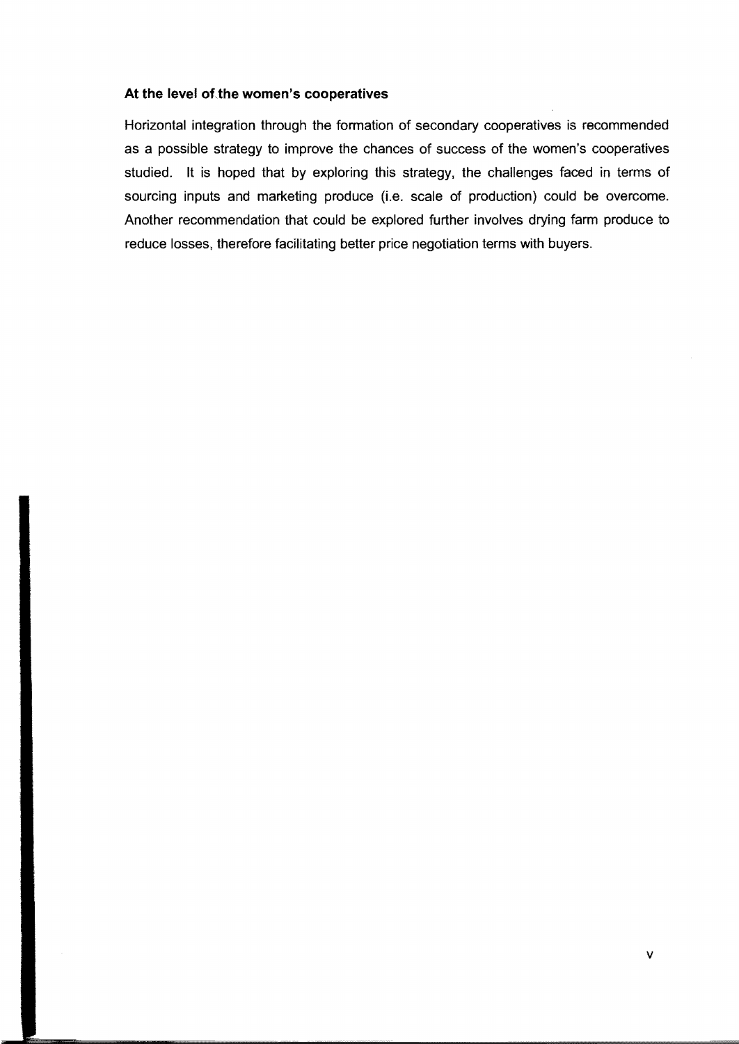**At the level of the women's cooperatives**

Horizontal integration through the formation of secondary cooperatives is recommended as a possible strategy to improve the chances of success of the women's cooperatives studied. It is hoped that by exploring this strategy, the challenges faced in terms of sourcing inputs and marketing produce (i.e. scale of production) could be overcome. Another recommendation that could be explored further involves drying farm produce to reduce losses, therefore facilitating better price negotiation terms with buyers.